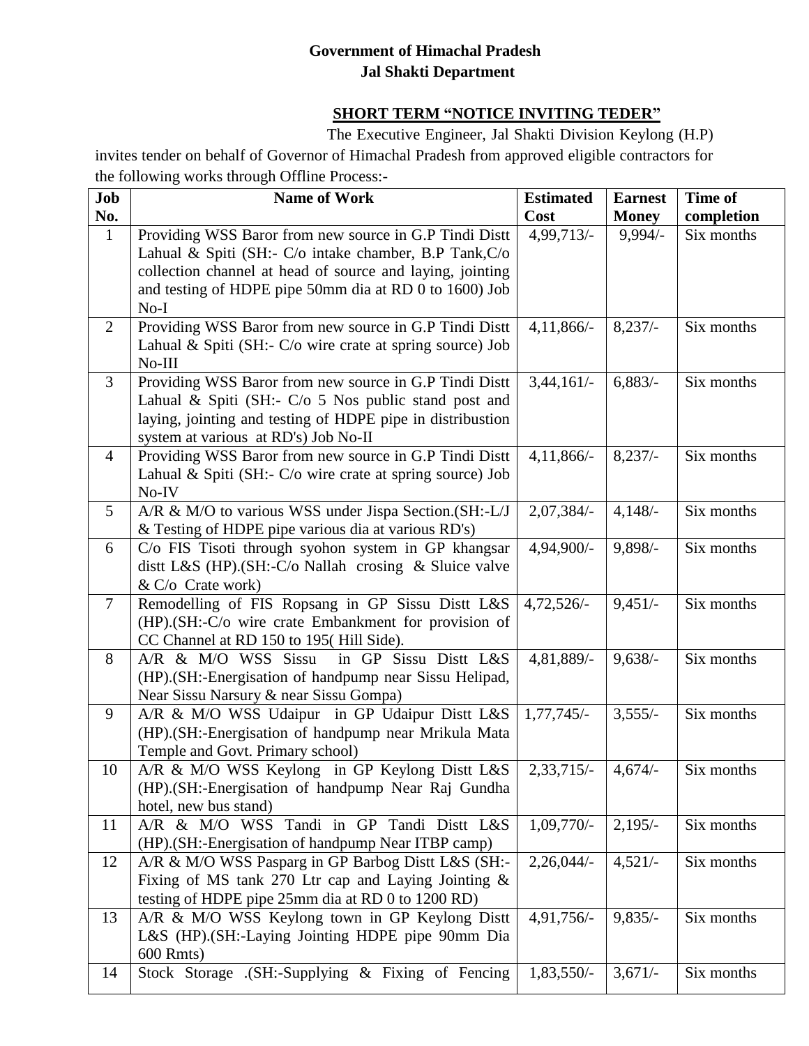**Government of Himachal Pradesh**
**Jal Shakti Department**

## SHORT TERM "NOTICE INVITING TEDER"

The Executive Engineer, Jal Shakti Division Keylong (H.P) invites tender on behalf of Governor of Himachal Pradesh from approved eligible contractors for the following works through Offline Process:-

| Job No. | Name of Work | Estimated Cost | Earnest Money | Time of completion |
|---|---|---|---|---|
| 1 | Providing WSS Baror from new source in G.P Tindi Distt Lahual & Spiti (SH:- C/o intake chamber, B.P Tank,C/o collection channel at head of source and laying, jointing and testing of HDPE pipe 50mm dia at RD 0 to 1600) Job No-I | 4,99,713/- | 9,994/- | Six months |
| 2 | Providing WSS Baror from new source in G.P Tindi Distt Lahual & Spiti (SH:- C/o wire crate at spring source) Job No-III | 4,11,866/- | 8,237/- | Six months |
| 3 | Providing WSS Baror from new source in G.P Tindi Distt Lahual & Spiti (SH:- C/o 5 Nos public stand post and laying, jointing and testing of HDPE pipe in distribustion system at various at RD's) Job No-II | 3,44,161/- | 6,883/- | Six months |
| 4 | Providing WSS Baror from new source in G.P Tindi Distt Lahual & Spiti (SH:- C/o wire crate at spring source) Job No-IV | 4,11,866/- | 8,237/- | Six months |
| 5 | A/R & M/O to various WSS under Jispa Section.(SH:-L/J & Testing of HDPE pipe various dia at various RD's) | 2,07,384/- | 4,148/- | Six months |
| 6 | C/o FIS Tisoti through syohon system in GP khangsar distt L&S (HP).(SH:-C/o Nallah crosing & Sluice valve & C/o Crate work) | 4,94,900/- | 9,898/- | Six months |
| 7 | Remodelling of FIS Ropsang in GP Sissu Distt L&S (HP).(SH:-C/o wire crate Embankment for provision of CC Channel at RD 150 to 195( Hill Side). | 4,72,526/- | 9,451/- | Six months |
| 8 | A/R & M/O WSS Sissu in GP Sissu Distt L&S (HP).(SH:-Energisation of handpump near Sissu Helipad, Near Sissu Narsury & near Sissu Gompa) | 4,81,889/- | 9,638/- | Six months |
| 9 | A/R & M/O WSS Udaipur in GP Udaipur Distt L&S (HP).(SH:-Energisation of handpump near Mrikula Mata Temple and Govt. Primary school) | 1,77,745/- | 3,555/- | Six months |
| 10 | A/R & M/O WSS Keylong in GP Keylong Distt L&S (HP).(SH:-Energisation of handpump Near Raj Gundha hotel, new bus stand) | 2,33,715/- | 4,674/- | Six months |
| 11 | A/R & M/O WSS Tandi in GP Tandi Distt L&S (HP).(SH:-Energisation of handpump Near ITBP camp) | 1,09,770/- | 2,195/- | Six months |
| 12 | A/R & M/O WSS Pasparg in GP Barbog Distt L&S (SH:- Fixing of MS tank 270 Ltr cap and Laying Jointing & testing of HDPE pipe 25mm dia at RD 0 to 1200 RD) | 2,26,044/- | 4,521/- | Six months |
| 13 | A/R & M/O WSS Keylong town in GP Keylong Distt L&S (HP).(SH:-Laying Jointing HDPE pipe 90mm Dia 600 Rmts) | 4,91,756/- | 9,835/- | Six months |
| 14 | Stock Storage .(SH:-Supplying & Fixing of Fencing | 1,83,550/- | 3,671/- | Six months |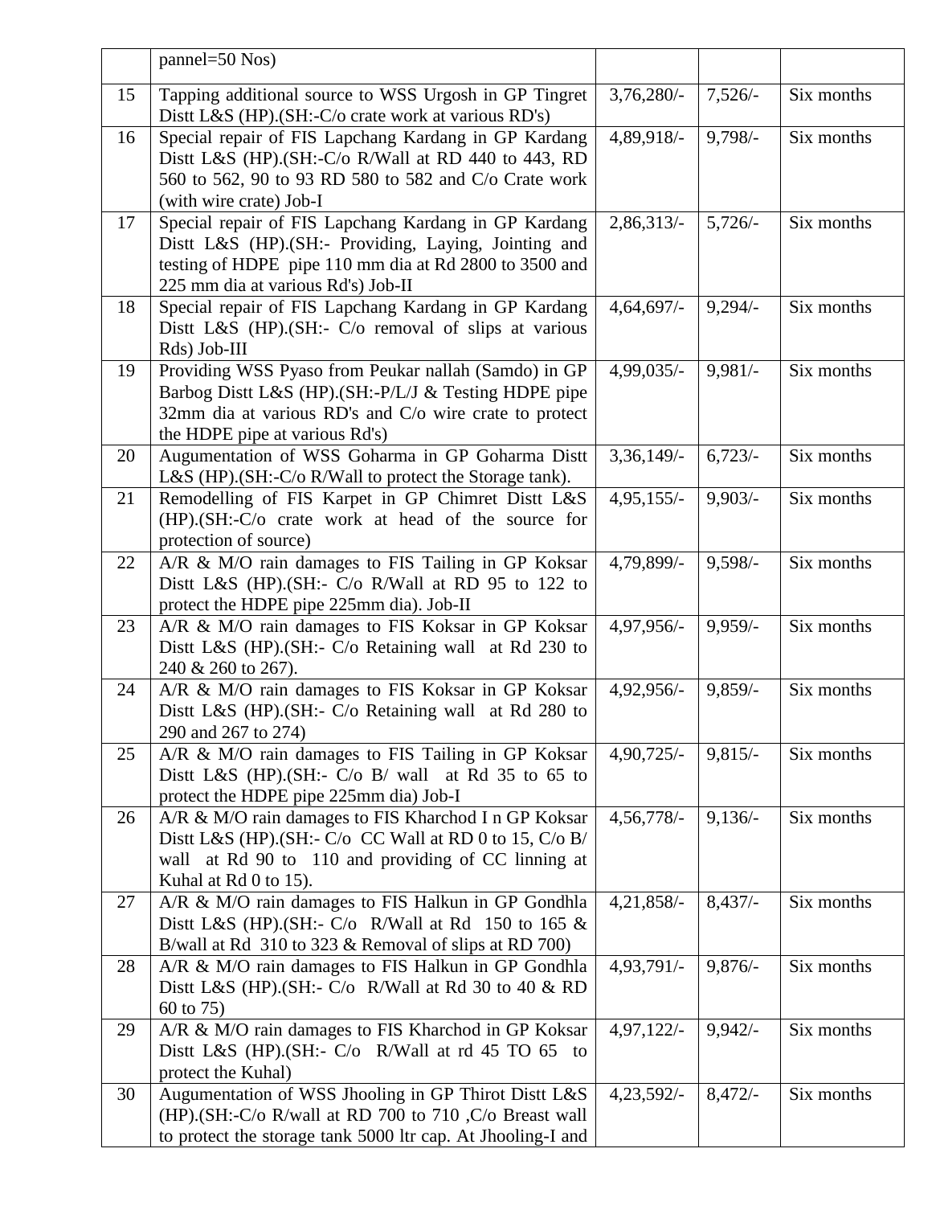| | | | | |
|---|---|---|---|---|
| | pannel=50 Nos) | | | |
| 15 | Tapping additional source to WSS Urgosh in GP Tingret Distt L&S (HP).(SH:-C/o crate work at various RD's) | 3,76,280/- | 7,526/- | Six months |
| 16 | Special repair of FIS Lapchang Kardang in GP Kardang Distt L&S (HP).(SH:-C/o R/Wall at RD 440 to 443, RD 560 to 562, 90 to 93 RD 580 to 582 and C/o Crate work (with wire crate) Job-I | 4,89,918/- | 9,798/- | Six months |
| 17 | Special repair of FIS Lapchang Kardang in GP Kardang Distt L&S (HP).(SH:- Providing, Laying, Jointing and testing of HDPE pipe 110 mm dia at Rd 2800 to 3500 and 225 mm dia at various Rd's) Job-II | 2,86,313/- | 5,726/- | Six months |
| 18 | Special repair of FIS Lapchang Kardang in GP Kardang Distt L&S (HP).(SH:- C/o removal of slips at various Rds) Job-III | 4,64,697/- | 9,294/- | Six months |
| 19 | Providing WSS Pyaso from Peukar nallah (Samdo) in GP Barbog Distt L&S (HP).(SH:-P/L/J & Testing HDPE pipe 32mm dia at various RD's and C/o wire crate to protect the HDPE pipe at various Rd's) | 4,99,035/- | 9,981/- | Six months |
| 20 | Augumentation of WSS Goharma in GP Goharma Distt L&S (HP).(SH:-C/o R/Wall to protect the Storage tank). | 3,36,149/- | 6,723/- | Six months |
| 21 | Remodelling of FIS Karpet in GP Chimret Distt L&S (HP).(SH:-C/o crate work at head of the source for protection of source) | 4,95,155/- | 9,903/- | Six months |
| 22 | A/R & M/O rain damages to FIS Tailing in GP Koksar Distt L&S (HP).(SH:- C/o R/Wall at RD 95 to 122 to protect the HDPE pipe 225mm dia). Job-II | 4,79,899/- | 9,598/- | Six months |
| 23 | A/R & M/O rain damages to FIS Koksar in GP Koksar Distt L&S (HP).(SH:- C/o Retaining wall at Rd 230 to 240 & 260 to 267). | 4,97,956/- | 9,959/- | Six months |
| 24 | A/R & M/O rain damages to FIS Koksar in GP Koksar Distt L&S (HP).(SH:- C/o Retaining wall at Rd 280 to 290 and 267 to 274) | 4,92,956/- | 9,859/- | Six months |
| 25 | A/R & M/O rain damages to FIS Tailing in GP Koksar Distt L&S (HP).(SH:- C/o B/ wall at Rd 35 to 65 to protect the HDPE pipe 225mm dia) Job-I | 4,90,725/- | 9,815/- | Six months |
| 26 | A/R & M/O rain damages to FIS Kharchod I n GP Koksar Distt L&S (HP).(SH:- C/o CC Wall at RD 0 to 15, C/o B/ wall at Rd 90 to 110 and providing of CC linning at Kuhal at Rd 0 to 15). | 4,56,778/- | 9,136/- | Six months |
| 27 | A/R & M/O rain damages to FIS Halkun in GP Gondhla Distt L&S (HP).(SH:- C/o R/Wall at Rd 150 to 165 & B/wall at Rd 310 to 323 & Removal of slips at RD 700) | 4,21,858/- | 8,437/- | Six months |
| 28 | A/R & M/O rain damages to FIS Halkun in GP Gondhla Distt L&S (HP).(SH:- C/o R/Wall at Rd 30 to 40 & RD 60 to 75) | 4,93,791/- | 9,876/- | Six months |
| 29 | A/R & M/O rain damages to FIS Kharchod in GP Koksar Distt L&S (HP).(SH:- C/o R/Wall at rd 45 TO 65 to protect the Kuhal) | 4,97,122/- | 9,942/- | Six months |
| 30 | Augumentation of WSS Jhooling in GP Thirot Distt L&S (HP).(SH:-C/o R/wall at RD 700 to 710 ,C/o Breast wall to protect the storage tank 5000 ltr cap. At Jhooling-I and | 4,23,592/- | 8,472/- | Six months |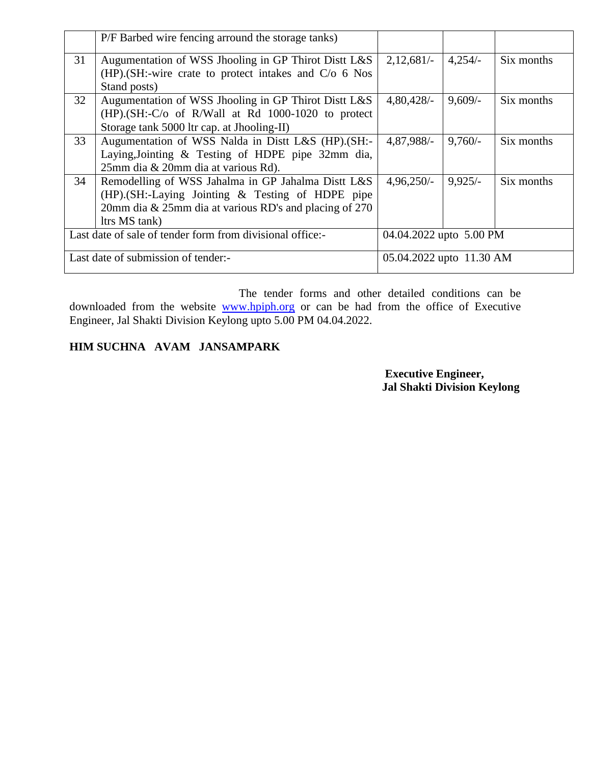| | | | | |
|---|---|---|---|---|
| | P/F Barbed wire fencing arround the storage tanks) | | | |
| 31 | Augumentation of WSS Jhooling in GP Thirot Distt L&S (HP).(SH:-wire crate to protect intakes and C/o 6 Nos Stand posts) | 2,12,681/- | 4,254/- | Six months |
| 32 | Augumentation of WSS Jhooling in GP Thirot Distt L&S (HP).(SH:-C/o of R/Wall at Rd 1000-1020 to protect Storage tank 5000 ltr cap. at Jhooling-II) | 4,80,428/- | 9,609/- | Six months |
| 33 | Augumentation of WSS Nalda in Distt L&S (HP).(SH:- Laying,Jointing & Testing of HDPE pipe 32mm dia, 25mm dia & 20mm dia at various Rd). | 4,87,988/- | 9,760/- | Six months |
| 34 | Remodelling of WSS Jahalma in GP Jahalma Distt L&S (HP).(SH:-Laying Jointing & Testing of HDPE pipe 20mm dia & 25mm dia at various RD's and placing of 270 ltrs MS tank) | 4,96,250/- | 9,925/- | Six months |
| Last date of sale of tender form from divisional office:- | | 04.04.2022 upto 5.00 PM | | |
| Last date of submission of tender:- | | 05.04.2022 upto 11.30 AM | | |

The tender forms and other detailed conditions can be downloaded from the website www.hpiph.org or can be had from the office of Executive Engineer, Jal Shakti Division Keylong upto 5.00 PM 04.04.2022.

**HIM SUCHNA AVAM JANSAMPARK**

**Executive Engineer,**
**Jal Shakti Division Keylong**